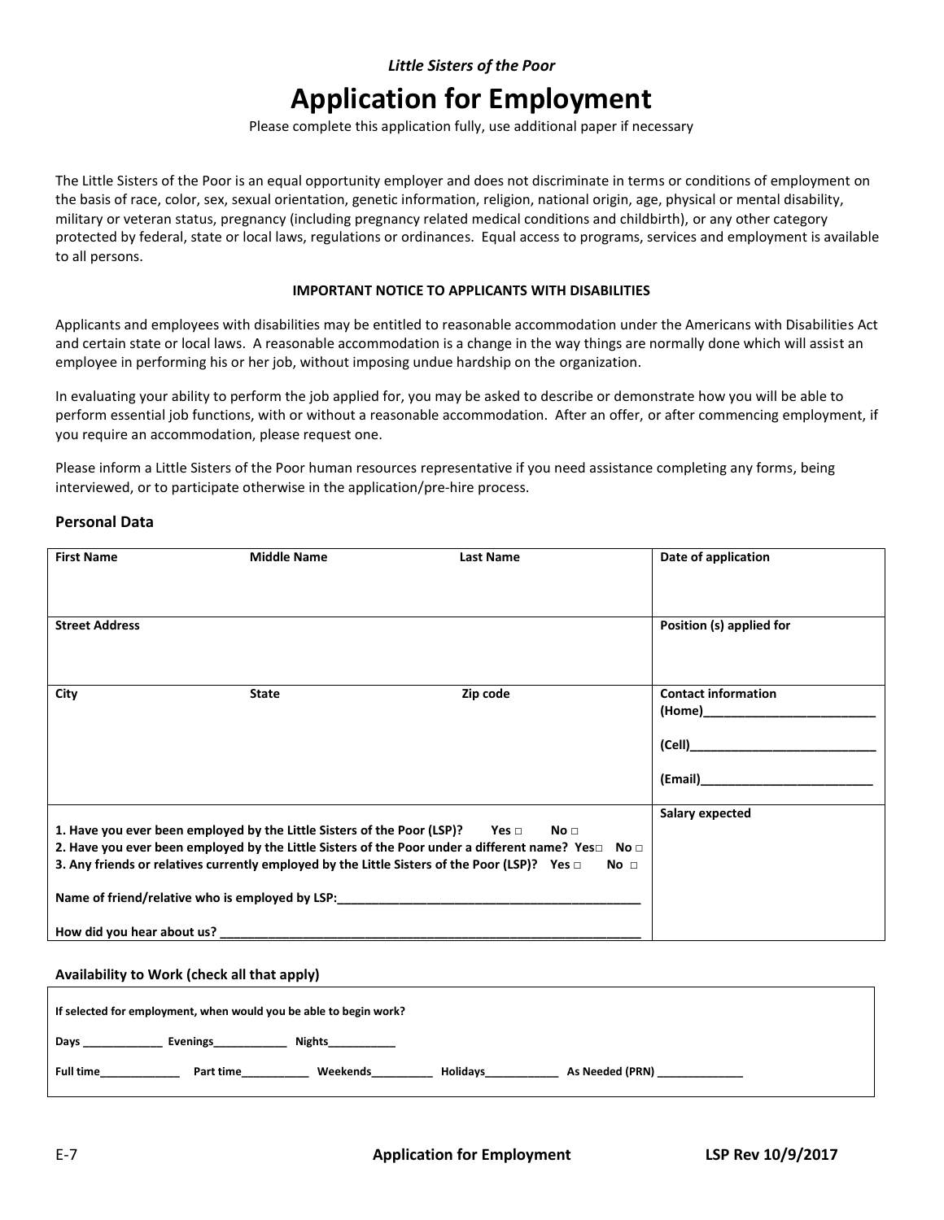*Little Sisters of the Poor*

# Application for Employment

Please complete this application fully, use additional paper if necessary

The Little Sisters of the Poor is an equal opportunity employer and does not discriminate in terms or conditions of employment on the basis of race, color, sex, sexual orientation, genetic information, religion, national origin, age, physical or mental disability, military or veteran status, pregnancy (including pregnancy related medical conditions and childbirth), or any other category protected by federal, state or local laws, regulations or ordinances. Equal access to programs, services and employment is available to all persons.

**IMPORTANT NOTICE TO APPLICANTS WITH DISABILITIES**

Applicants and employees with disabilities may be entitled to reasonable accommodation under the Americans with Disabilities Act and certain state or local laws. A reasonable accommodation is a change in the way things are normally done which will assist an employee in performing his or her job, without imposing undue hardship on the organization.

In evaluating your ability to perform the job applied for, you may be asked to describe or demonstrate how you will be able to perform essential job functions, with or without a reasonable accommodation. After an offer, or after commencing employment, if you require an accommodation, please request one.

Please inform a Little Sisters of the Poor human resources representative if you need assistance completing any forms, being interviewed, or to participate otherwise in the application/pre-hire process.

## Personal Data

| **First Name** | **Middle Name** | **Last Name** | **Date of application** |
|---|---|---|---|
| **Street Address** | | | **Position (s) applied for** |
| **City** | **State** | **Zip code** | **Contact information** (Home)\_\_\_\_\_\_\_\_\_\_ (Cell)\_\_\_\_\_\_\_\_\_\_ (Email)\_\_\_\_\_\_\_\_\_\_ |
| **1. Have you ever been employed by the Little Sisters of the Poor (LSP)? Yes □ No □** **2. Have you ever been employed by the Little Sisters of the Poor under a different name? Yes□ No □** **3. Any friends or relatives currently employed by the Little Sisters of the Poor (LSP)? Yes □ No □** **Name of friend/relative who is employed by LSP:\_\_\_\_\_\_\_\_\_\_** **How did you hear about us? \_\_\_\_\_\_\_\_\_\_** | | | **Salary expected** |

## Availability to Work (check all that apply)

**If selected for employment, when would you be able to begin work?**

**Days** \_\_\_\_\_\_\_\_\_\_ **Evenings**\_\_\_\_\_\_\_\_\_\_ **Nights**\_\_\_\_\_\_\_\_\_\_

**Full time**\_\_\_\_\_\_\_\_\_\_ **Part time**\_\_\_\_\_\_\_\_\_\_ **Weekends**\_\_\_\_\_\_\_\_\_\_ **Holidays**\_\_\_\_\_\_\_\_\_\_ **As Needed (PRN)** \_\_\_\_\_\_\_\_\_\_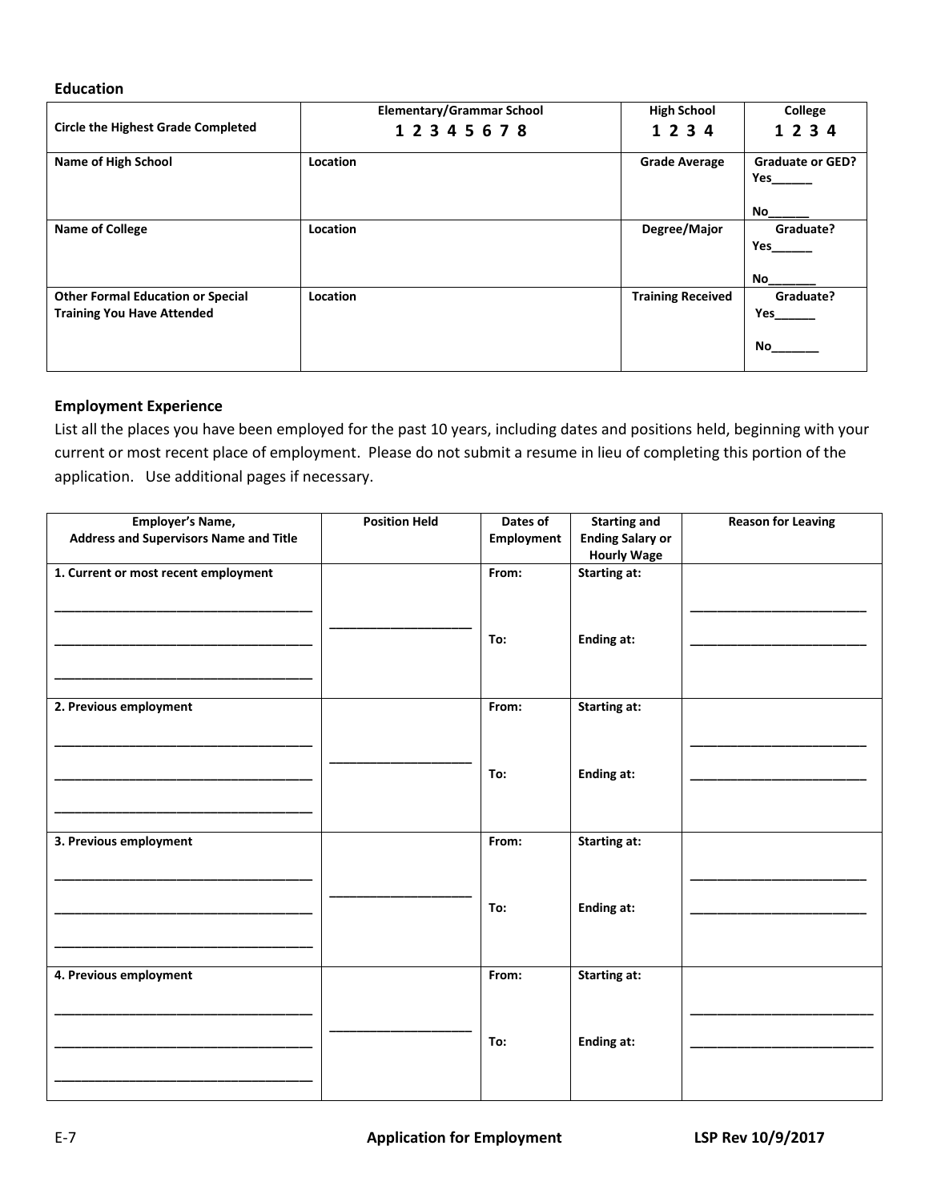## Education

| Circle the Highest Grade Completed | Elementary/Grammar School<br>**1 2 3 4 5 6 7 8** | High School<br>**1 2 3 4** | College<br>**1 2 3 4** |
|---|---|---|---|
| **Name of High School** | **Location** | **Grade Average** | **Graduate or GED?**<br>Yes______<br>No______ |
| **Name of College** | **Location** | **Degree/Major** | **Graduate?**<br>Yes______<br>No_______ |
| **Other Formal Education or Special Training You Have Attended** | **Location** | **Training Received** | **Graduate?**<br>Yes______<br>No_______ |

## Employment Experience

List all the places you have been employed for the past 10 years, including dates and positions held, beginning with your current or most recent place of employment. Please do not submit a resume in lieu of completing this portion of the application. Use additional pages if necessary.

| Employer's Name, Address and Supervisors Name and Title | Position Held | Dates of Employment | Starting and Ending Salary or Hourly Wage | Reason for Leaving |
|---|---|---|---|---|
| **1. Current or most recent employment**<br>_____________________________________<br>_____________________________________<br>_____________________________________ | ____________________ | From:<br><br>To: | Starting at:<br><br>Ending at: | _________________________<br>_________________________ |
| **2. Previous employment**<br>_____________________________________<br>_____________________________________<br>_____________________________________ | ____________________ | From:<br><br>To: | Starting at:<br><br>Ending at: | _________________________<br>_________________________ |
| **3. Previous employment**<br>_____________________________________<br>_____________________________________<br>_____________________________________ | ____________________ | From:<br><br>To: | Starting at:<br><br>Ending at: | _________________________<br>_________________________ |
| **4. Previous employment**<br>_____________________________________<br>_____________________________________<br>_____________________________________ | ____________________ | From:<br><br>To: | Starting at:<br><br>Ending at: | __________________________<br>__________________________ |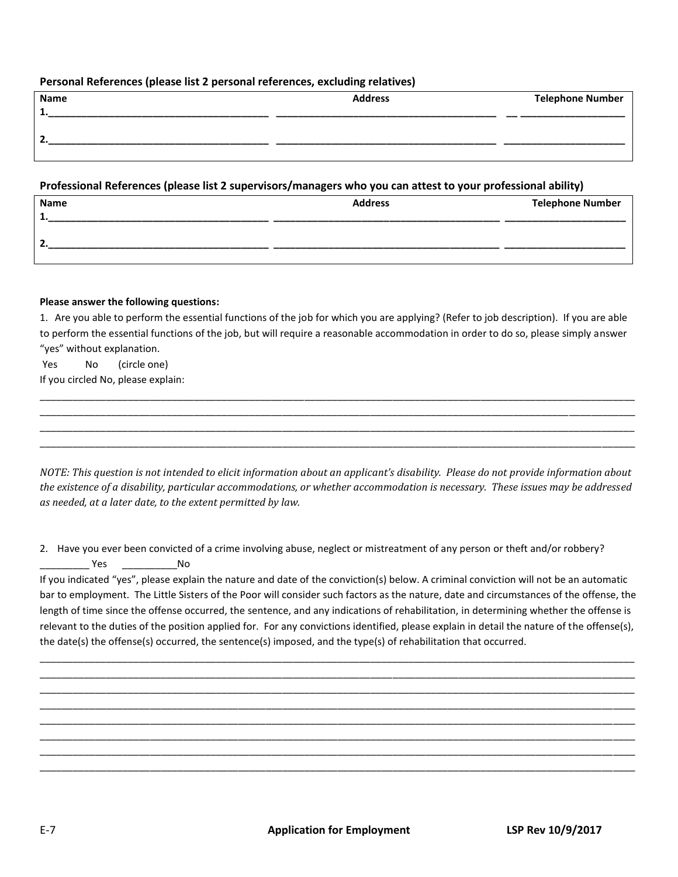**Personal References (please list 2 personal references, excluding relatives)**

| Name | Address | Telephone Number |
| --- | --- | --- |
| 1.________________________________________ | ________________________________________ | ______________________ |
| 2.________________________________________ | ________________________________________ | ______________________ |

**Professional References (please list 2 supervisors/managers who you can attest to your professional ability)**

| Name | Address | Telephone Number |
| --- | --- | --- |
| 1.________________________________________ | ________________________________________ | ______________________ |
| 2.________________________________________ | ________________________________________ | ______________________ |

**Please answer the following questions:**

1. Are you able to perform the essential functions of the job for which you are applying? (Refer to job description). If you are able to perform the essential functions of the job, but will require a reasonable accommodation in order to do so, please simply answer "yes" without explanation.

Yes No (circle one)

If you circled No, please explain:

________________________________________________________________________________________________________
________________________________________________________________________________________________________
________________________________________________________________________________________________________
________________________________________________________________________________________________________

*NOTE: This question is not intended to elicit information about an applicant's disability. Please do not provide information about the existence of a disability, particular accommodations, or whether accommodation is necessary. These issues may be addressed as needed, at a later date, to the extent permitted by law.*

2. Have you ever been convicted of a crime involving abuse, neglect or mistreatment of any person or theft and/or robbery?

_________ Yes __________No

If you indicated "yes", please explain the nature and date of the conviction(s) below. A criminal conviction will not be an automatic bar to employment. The Little Sisters of the Poor will consider such factors as the nature, date and circumstances of the offense, the length of time since the offense occurred, the sentence, and any indications of rehabilitation, in determining whether the offense is relevant to the duties of the position applied for. For any convictions identified, please explain in detail the nature of the offense(s), the date(s) the offense(s) occurred, the sentence(s) imposed, and the type(s) of rehabilitation that occurred.

________________________________________________________________________________________________________
________________________________________________________________________________________________________
________________________________________________________________________________________________________
________________________________________________________________________________________________________
________________________________________________________________________________________________________
________________________________________________________________________________________________________
________________________________________________________________________________________________________
________________________________________________________________________________________________________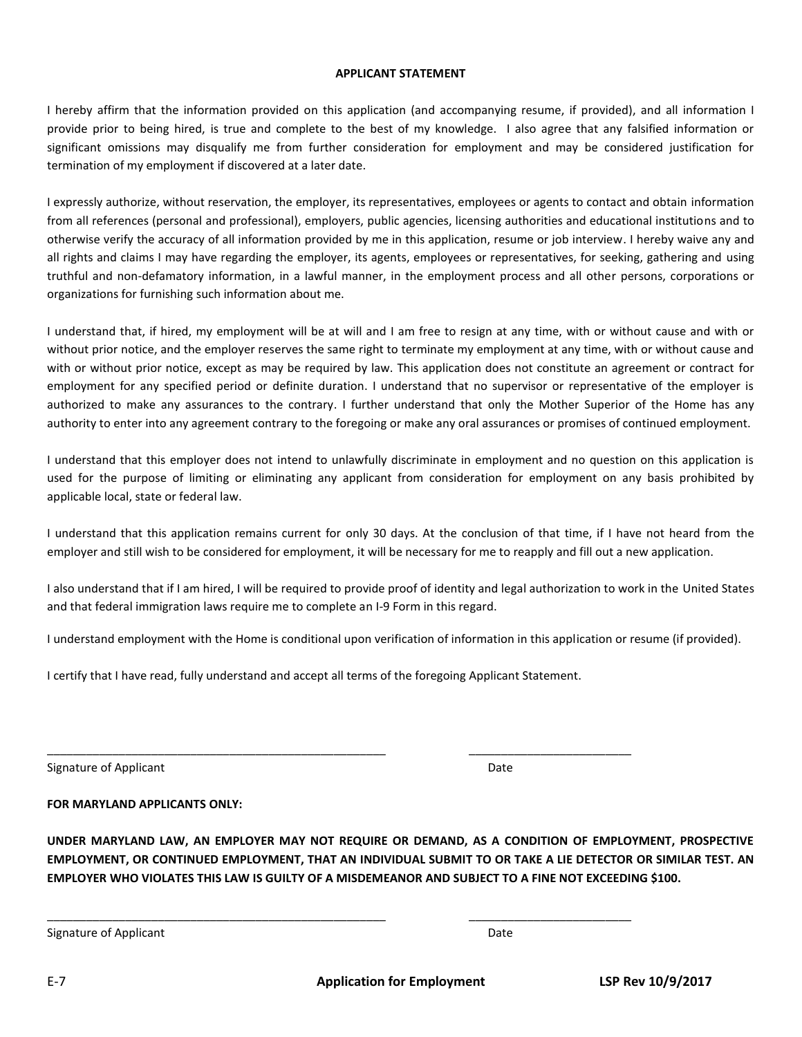**APPLICANT STATEMENT**

I hereby affirm that the information provided on this application (and accompanying resume, if provided), and all information I provide prior to being hired, is true and complete to the best of my knowledge. I also agree that any falsified information or significant omissions may disqualify me from further consideration for employment and may be considered justification for termination of my employment if discovered at a later date.

I expressly authorize, without reservation, the employer, its representatives, employees or agents to contact and obtain information from all references (personal and professional), employers, public agencies, licensing authorities and educational institutions and to otherwise verify the accuracy of all information provided by me in this application, resume or job interview. I hereby waive any and all rights and claims I may have regarding the employer, its agents, employees or representatives, for seeking, gathering and using truthful and non-defamatory information, in a lawful manner, in the employment process and all other persons, corporations or organizations for furnishing such information about me.

I understand that, if hired, my employment will be at will and I am free to resign at any time, with or without cause and with or without prior notice, and the employer reserves the same right to terminate my employment at any time, with or without cause and with or without prior notice, except as may be required by law. This application does not constitute an agreement or contract for employment for any specified period or definite duration. I understand that no supervisor or representative of the employer is authorized to make any assurances to the contrary. I further understand that only the Mother Superior of the Home has any authority to enter into any agreement contrary to the foregoing or make any oral assurances or promises of continued employment.

I understand that this employer does not intend to unlawfully discriminate in employment and no question on this application is used for the purpose of limiting or eliminating any applicant from consideration for employment on any basis prohibited by applicable local, state or federal law.

I understand that this application remains current for only 30 days. At the conclusion of that time, if I have not heard from the employer and still wish to be considered for employment, it will be necessary for me to reapply and fill out a new application.

I also understand that if I am hired, I will be required to provide proof of identity and legal authorization to work in the United States and that federal immigration laws require me to complete an I-9 Form in this regard.

I understand employment with the Home is conditional upon verification of information in this application or resume (if provided).

I certify that I have read, fully understand and accept all terms of the foregoing Applicant Statement.

\_\_\_\_\_\_\_\_\_\_\_\_\_\_\_\_\_\_\_\_\_\_\_\_\_\_\_\_\_\_\_\_\_\_\_\_\_\_\_\_ \_\_\_\_\_\_\_\_\_\_\_\_\_\_\_\_\_\_\_\_\_\_\_\_

Signature of Applicant Date

**FOR MARYLAND APPLICANTS ONLY:**

**UNDER MARYLAND LAW, AN EMPLOYER MAY NOT REQUIRE OR DEMAND, AS A CONDITION OF EMPLOYMENT, PROSPECTIVE EMPLOYMENT, OR CONTINUED EMPLOYMENT, THAT AN INDIVIDUAL SUBMIT TO OR TAKE A LIE DETECTOR OR SIMILAR TEST. AN EMPLOYER WHO VIOLATES THIS LAW IS GUILTY OF A MISDEMEANOR AND SUBJECT TO A FINE NOT EXCEEDING $100.**

\_\_\_\_\_\_\_\_\_\_\_\_\_\_\_\_\_\_\_\_\_\_\_\_\_\_\_\_\_\_\_\_\_\_\_\_\_\_\_\_ \_\_\_\_\_\_\_\_\_\_\_\_\_\_\_\_\_\_\_\_\_\_\_\_

Signature of Applicant Date